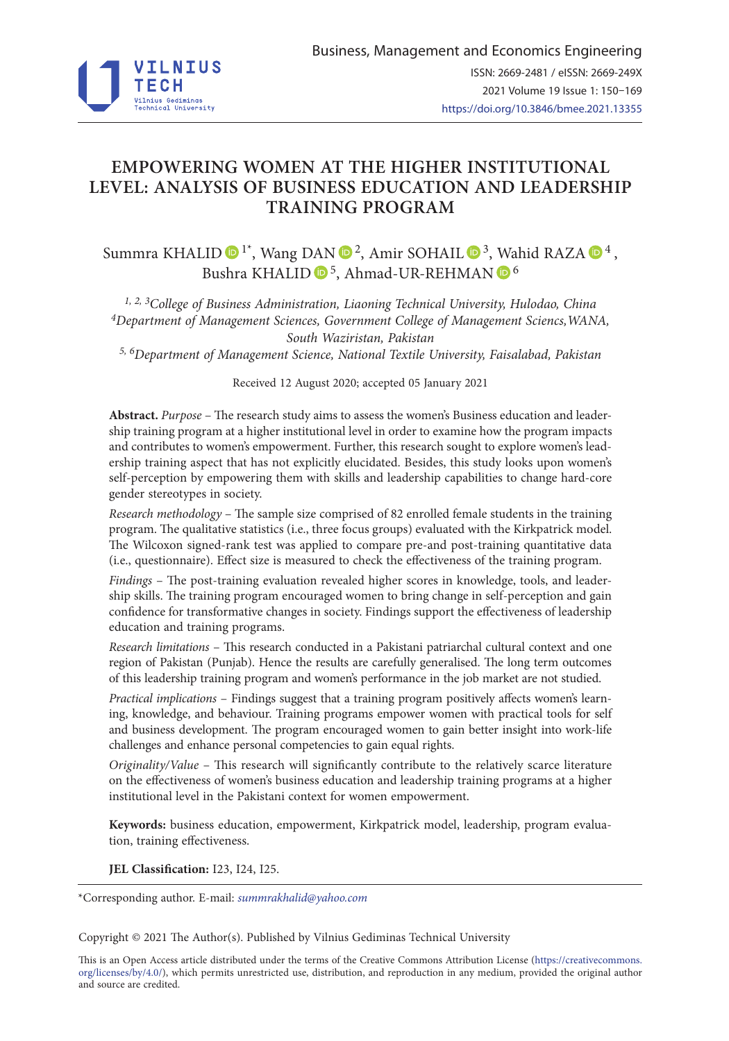# EMPOWERING WOMEN AT THE HIGHER INSTITUTIONAL LEVEL: ANALYSIS OF BUSINESS EDUCATION AND LEADERSHIP TRAINING PROGRAM

Summra KHALID [1*], Wang DAN [2], Amir SOHAIL [3], Wahid RAZA [4], Bushra KHALID [5], Ahmad-UR-REHMAN [6]

*[1, 2, 3]College of Business Administration, Liaoning Technical University, Hulodao, China*
*[4]Department of Management Sciences, Government College of Management Sciencs, WANA, South Waziristan, Pakistan*
*[5, 6]Department of Management Science, National Textile University, Faisalabad, Pakistan*

Received 12 August 2020; accepted 05 January 2021

**Abstract.** *Purpose* – The research study aims to assess the women's Business education and leadership training program at a higher institutional level in order to examine how the program impacts and contributes to women's empowerment. Further, this research sought to explore women's leadership training aspect that has not explicitly elucidated. Besides, this study looks upon women's self-perception by empowering them with skills and leadership capabilities to change hard-core gender stereotypes in society.

*Research methodology* – The sample size comprised of 82 enrolled female students in the training program. The qualitative statistics (i.e., three focus groups) evaluated with the Kirkpatrick model. The Wilcoxon signed-rank test was applied to compare pre-and post-training quantitative data (i.e., questionnaire). Effect size is measured to check the effectiveness of the training program.

*Findings* – The post-training evaluation revealed higher scores in knowledge, tools, and leadership skills. The training program encouraged women to bring change in self-perception and gain confidence for transformative changes in society. Findings support the effectiveness of leadership education and training programs.

*Research limitations* – This research conducted in a Pakistani patriarchal cultural context and one region of Pakistan (Punjab). Hence the results are carefully generalised. The long term outcomes of this leadership training program and women's performance in the job market are not studied.

*Practical implications* – Findings suggest that a training program positively affects women's learning, knowledge, and behaviour. Training programs empower women with practical tools for self and business development. The program encouraged women to gain better insight into work-life challenges and enhance personal competencies to gain equal rights.

*Originality/Value* – This research will significantly contribute to the relatively scarce literature on the effectiveness of women's business education and leadership training programs at a higher institutional level in the Pakistani context for women empowerment.

**Keywords:** business education, empowerment, Kirkpatrick model, leadership, program evaluation, training effectiveness.

**JEL Classification:** I23, I24, I25.

---

*Corresponding author. E-mail: *summrakhalid@yahoo.com*

Copyright © 2021 The Author(s). Published by Vilnius Gediminas Technical University

This is an Open Access article distributed under the terms of the Creative Commons Attribution License (https://creativecommons.org/licenses/by/4.0/), which permits unrestricted use, distribution, and reproduction in any medium, provided the original author and source are credited.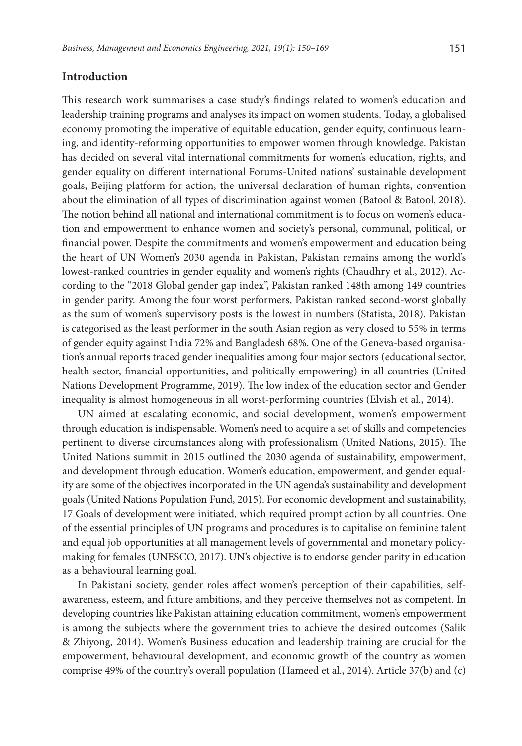## Introduction

This research work summarises a case study's findings related to women's education and leadership training programs and analyses its impact on women students. Today, a globalised economy promoting the imperative of equitable education, gender equity, continuous learning, and identity-reforming opportunities to empower women through knowledge. Pakistan has decided on several vital international commitments for women's education, rights, and gender equality on different international Forums-United nations' sustainable development goals, Beijing platform for action, the universal declaration of human rights, convention about the elimination of all types of discrimination against women (Batool & Batool, 2018). The notion behind all national and international commitment is to focus on women's education and empowerment to enhance women and society's personal, communal, political, or financial power. Despite the commitments and women's empowerment and education being the heart of UN Women's 2030 agenda in Pakistan, Pakistan remains among the world's lowest-ranked countries in gender equality and women's rights (Chaudhry et al., 2012). According to the "2018 Global gender gap index", Pakistan ranked 148th among 149 countries in gender parity. Among the four worst performers, Pakistan ranked second-worst globally as the sum of women's supervisory posts is the lowest in numbers (Statista, 2018). Pakistan is categorised as the least performer in the south Asian region as very closed to 55% in terms of gender equity against India 72% and Bangladesh 68%. One of the Geneva-based organisation's annual reports traced gender inequalities among four major sectors (educational sector, health sector, financial opportunities, and politically empowering) in all countries (United Nations Development Programme, 2019). The low index of the education sector and Gender inequality is almost homogeneous in all worst-performing countries (Elvish et al., 2014).

UN aimed at escalating economic, and social development, women's empowerment through education is indispensable. Women's need to acquire a set of skills and competencies pertinent to diverse circumstances along with professionalism (United Nations, 2015). The United Nations summit in 2015 outlined the 2030 agenda of sustainability, empowerment, and development through education. Women's education, empowerment, and gender equality are some of the objectives incorporated in the UN agenda's sustainability and development goals (United Nations Population Fund, 2015). For economic development and sustainability, 17 Goals of development were initiated, which required prompt action by all countries. One of the essential principles of UN programs and procedures is to capitalise on feminine talent and equal job opportunities at all management levels of governmental and monetary policy-making for females (UNESCO, 2017). UN's objective is to endorse gender parity in education as a behavioural learning goal.

In Pakistani society, gender roles affect women's perception of their capabilities, self-awareness, esteem, and future ambitions, and they perceive themselves not as competent. In developing countries like Pakistan attaining education commitment, women's empowerment is among the subjects where the government tries to achieve the desired outcomes (Salik & Zhiyong, 2014). Women's Business education and leadership training are crucial for the empowerment, behavioural development, and economic growth of the country as women comprise 49% of the country's overall population (Hameed et al., 2014). Article 37(b) and (c)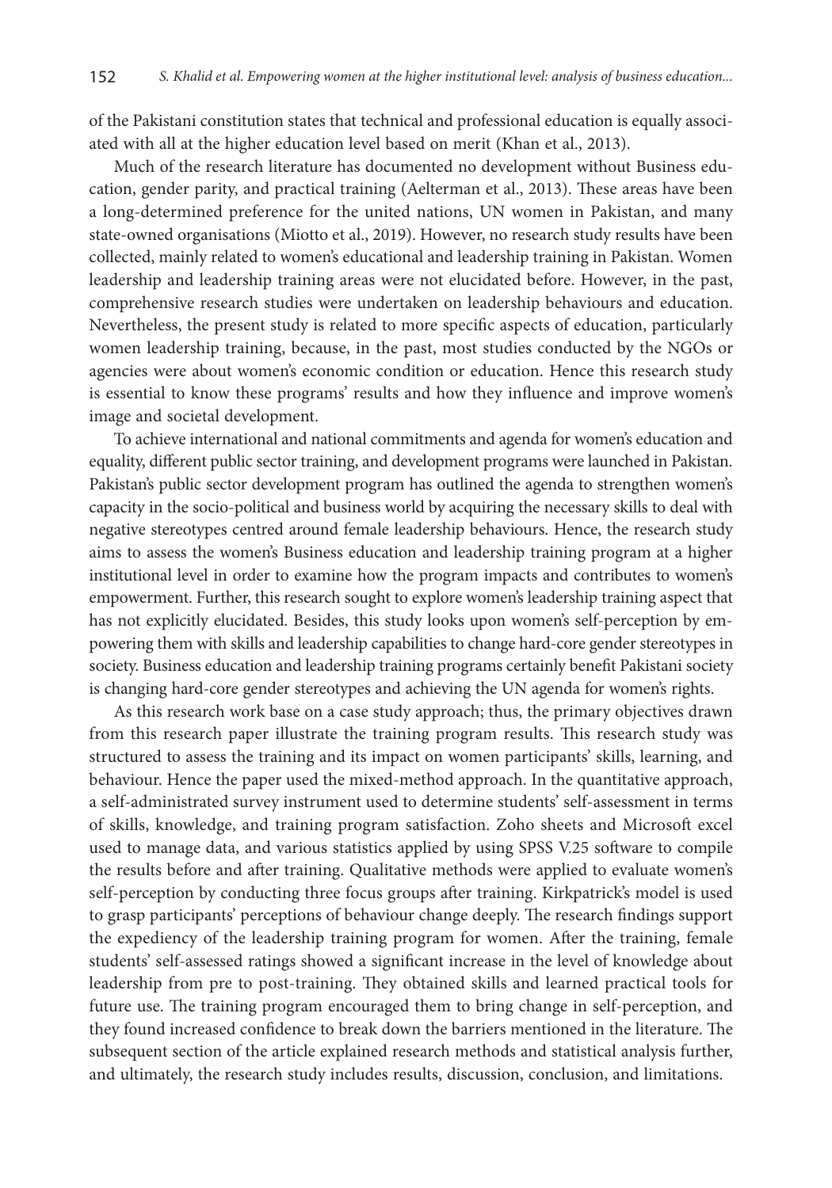of the Pakistani constitution states that technical and professional education is equally associated with all at the higher education level based on merit (Khan et al., 2013).

Much of the research literature has documented no development without Business education, gender parity, and practical training (Aelterman et al., 2013). These areas have been a long-determined preference for the united nations, UN women in Pakistan, and many state-owned organisations (Miotto et al., 2019). However, no research study results have been collected, mainly related to women's educational and leadership training in Pakistan. Women leadership and leadership training areas were not elucidated before. However, in the past, comprehensive research studies were undertaken on leadership behaviours and education. Nevertheless, the present study is related to more specific aspects of education, particularly women leadership training, because, in the past, most studies conducted by the NGOs or agencies were about women's economic condition or education. Hence this research study is essential to know these programs' results and how they influence and improve women's image and societal development.

To achieve international and national commitments and agenda for women's education and equality, different public sector training, and development programs were launched in Pakistan. Pakistan's public sector development program has outlined the agenda to strengthen women's capacity in the socio-political and business world by acquiring the necessary skills to deal with negative stereotypes centred around female leadership behaviours. Hence, the research study aims to assess the women's Business education and leadership training program at a higher institutional level in order to examine how the program impacts and contributes to women's empowerment. Further, this research sought to explore women's leadership training aspect that has not explicitly elucidated. Besides, this study looks upon women's self-perception by empowering them with skills and leadership capabilities to change hard-core gender stereotypes in society. Business education and leadership training programs certainly benefit Pakistani society is changing hard-core gender stereotypes and achieving the UN agenda for women's rights.

As this research work base on a case study approach; thus, the primary objectives drawn from this research paper illustrate the training program results. This research study was structured to assess the training and its impact on women participants' skills, learning, and behaviour. Hence the paper used the mixed-method approach. In the quantitative approach, a self-administrated survey instrument used to determine students' self-assessment in terms of skills, knowledge, and training program satisfaction. Zoho sheets and Microsoft excel used to manage data, and various statistics applied by using SPSS V.25 software to compile the results before and after training. Qualitative methods were applied to evaluate women's self-perception by conducting three focus groups after training. Kirkpatrick's model is used to grasp participants' perceptions of behaviour change deeply. The research findings support the expediency of the leadership training program for women. After the training, female students' self-assessed ratings showed a significant increase in the level of knowledge about leadership from pre to post-training. They obtained skills and learned practical tools for future use. The training program encouraged them to bring change in self-perception, and they found increased confidence to break down the barriers mentioned in the literature. The subsequent section of the article explained research methods and statistical analysis further, and ultimately, the research study includes results, discussion, conclusion, and limitations.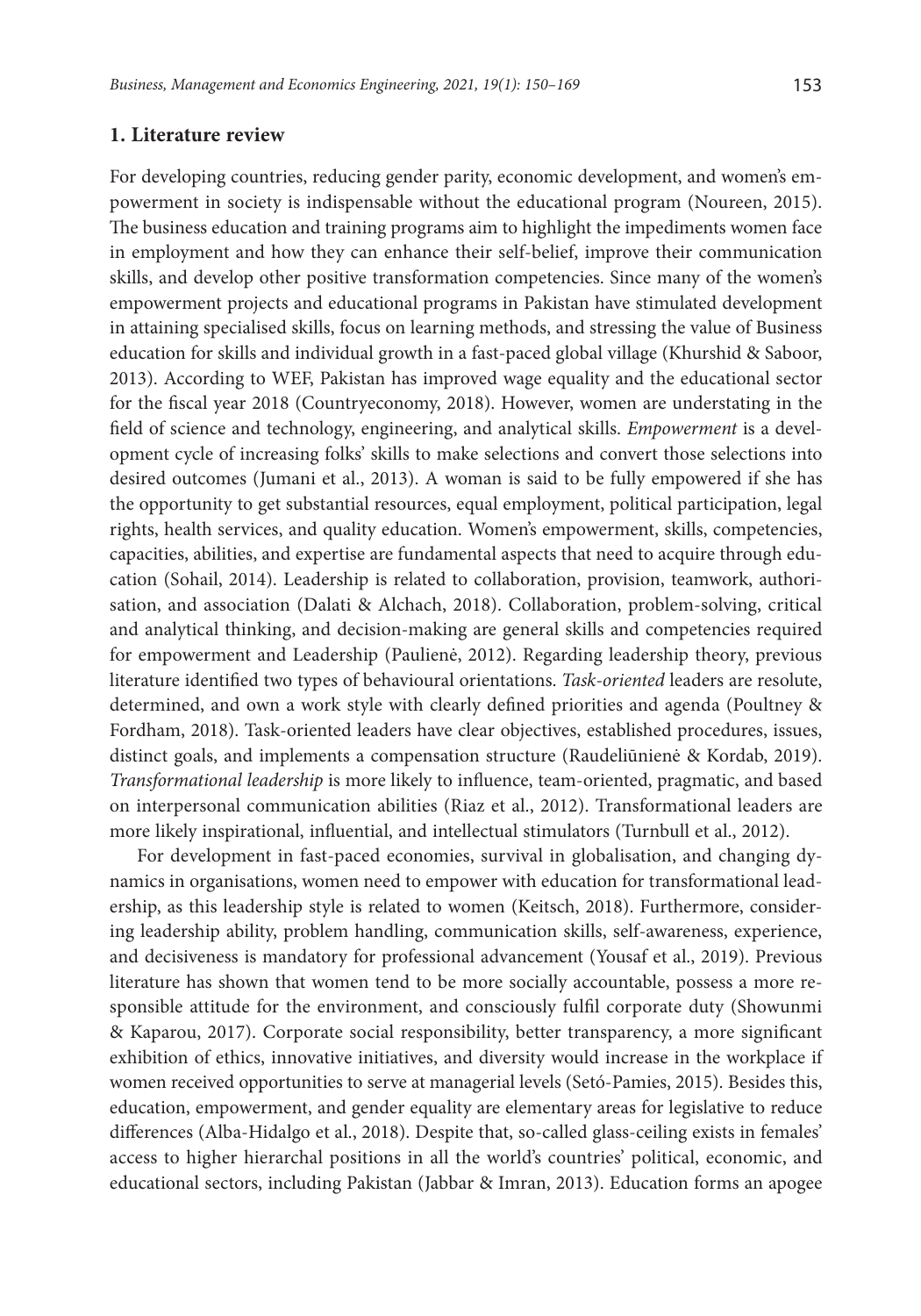## 1. Literature review

For developing countries, reducing gender parity, economic development, and women's empowerment in society is indispensable without the educational program (Noureen, 2015). The business education and training programs aim to highlight the impediments women face in employment and how they can enhance their self-belief, improve their communication skills, and develop other positive transformation competencies. Since many of the women's empowerment projects and educational programs in Pakistan have stimulated development in attaining specialised skills, focus on learning methods, and stressing the value of Business education for skills and individual growth in a fast-paced global village (Khurshid & Saboor, 2013). According to WEF, Pakistan has improved wage equality and the educational sector for the fiscal year 2018 (Countryeconomy, 2018). However, women are understating in the field of science and technology, engineering, and analytical skills. *Empowerment* is a development cycle of increasing folks' skills to make selections and convert those selections into desired outcomes (Jumani et al., 2013). A woman is said to be fully empowered if she has the opportunity to get substantial resources, equal employment, political participation, legal rights, health services, and quality education. Women's empowerment, skills, competencies, capacities, abilities, and expertise are fundamental aspects that need to acquire through education (Sohail, 2014). Leadership is related to collaboration, provision, teamwork, authorisation, and association (Dalati & Alchach, 2018). Collaboration, problem-solving, critical and analytical thinking, and decision-making are general skills and competencies required for empowerment and Leadership (Paulienė, 2012). Regarding leadership theory, previous literature identified two types of behavioural orientations. *Task-oriented* leaders are resolute, determined, and own a work style with clearly defined priorities and agenda (Poultney & Fordham, 2018). Task-oriented leaders have clear objectives, established procedures, issues, distinct goals, and implements a compensation structure (Raudeliūnienė & Kordab, 2019). *Transformational leadership* is more likely to influence, team-oriented, pragmatic, and based on interpersonal communication abilities (Riaz et al., 2012). Transformational leaders are more likely inspirational, influential, and intellectual stimulators (Turnbull et al., 2012).

For development in fast-paced economies, survival in globalisation, and changing dynamics in organisations, women need to empower with education for transformational leadership, as this leadership style is related to women (Keitsch, 2018). Furthermore, considering leadership ability, problem handling, communication skills, self-awareness, experience, and decisiveness is mandatory for professional advancement (Yousaf et al., 2019). Previous literature has shown that women tend to be more socially accountable, possess a more responsible attitude for the environment, and consciously fulfil corporate duty (Showunmi & Kaparou, 2017). Corporate social responsibility, better transparency, a more significant exhibition of ethics, innovative initiatives, and diversity would increase in the workplace if women received opportunities to serve at managerial levels (Setó-Pamies, 2015). Besides this, education, empowerment, and gender equality are elementary areas for legislative to reduce differences (Alba-Hidalgo et al., 2018). Despite that, so-called glass-ceiling exists in females' access to higher hierarchal positions in all the world's countries' political, economic, and educational sectors, including Pakistan (Jabbar & Imran, 2013). Education forms an apogee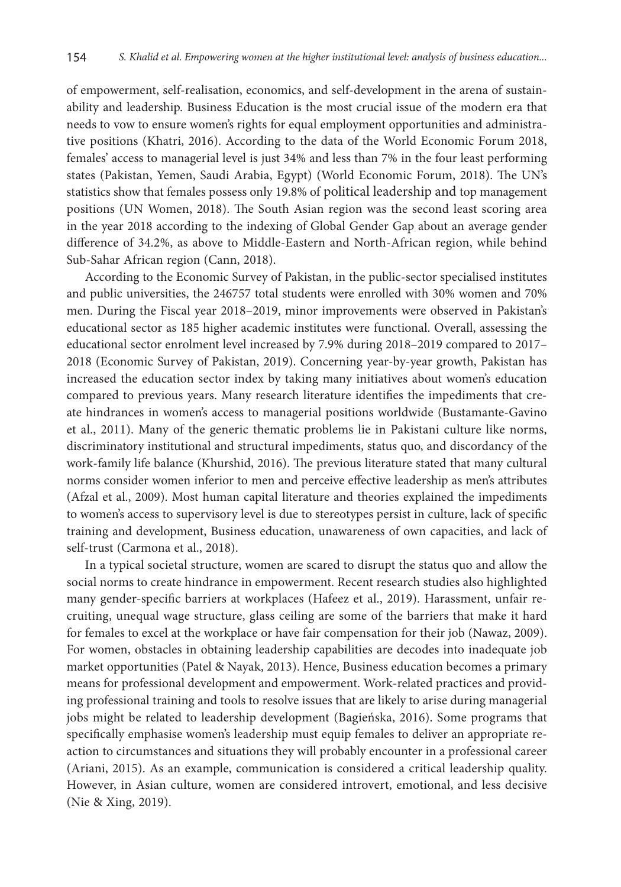of empowerment, self-realisation, economics, and self-development in the arena of sustainability and leadership. Business Education is the most crucial issue of the modern era that needs to vow to ensure women's rights for equal employment opportunities and administrative positions (Khatri, 2016). According to the data of the World Economic Forum 2018, females' access to managerial level is just 34% and less than 7% in the four least performing states (Pakistan, Yemen, Saudi Arabia, Egypt) (World Economic Forum, 2018). The UN's statistics show that females possess only 19.8% of political leadership and top management positions (UN Women, 2018). The South Asian region was the second least scoring area in the year 2018 according to the indexing of Global Gender Gap about an average gender difference of 34.2%, as above to Middle-Eastern and North-African region, while behind Sub-Sahar African region (Cann, 2018).

According to the Economic Survey of Pakistan, in the public-sector specialised institutes and public universities, the 246757 total students were enrolled with 30% women and 70% men. During the Fiscal year 2018–2019, minor improvements were observed in Pakistan's educational sector as 185 higher academic institutes were functional. Overall, assessing the educational sector enrolment level increased by 7.9% during 2018–2019 compared to 2017–2018 (Economic Survey of Pakistan, 2019). Concerning year-by-year growth, Pakistan has increased the education sector index by taking many initiatives about women's education compared to previous years. Many research literature identifies the impediments that create hindrances in women's access to managerial positions worldwide (Bustamante-Gavino et al., 2011). Many of the generic thematic problems lie in Pakistani culture like norms, discriminatory institutional and structural impediments, status quo, and discordancy of the work-family life balance (Khurshid, 2016). The previous literature stated that many cultural norms consider women inferior to men and perceive effective leadership as men's attributes (Afzal et al., 2009). Most human capital literature and theories explained the impediments to women's access to supervisory level is due to stereotypes persist in culture, lack of specific training and development, Business education, unawareness of own capacities, and lack of self-trust (Carmona et al., 2018).

In a typical societal structure, women are scared to disrupt the status quo and allow the social norms to create hindrance in empowerment. Recent research studies also highlighted many gender-specific barriers at workplaces (Hafeez et al., 2019). Harassment, unfair recruiting, unequal wage structure, glass ceiling are some of the barriers that make it hard for females to excel at the workplace or have fair compensation for their job (Nawaz, 2009). For women, obstacles in obtaining leadership capabilities are decodes into inadequate job market opportunities (Patel & Nayak, 2013). Hence, Business education becomes a primary means for professional development and empowerment. Work-related practices and providing professional training and tools to resolve issues that are likely to arise during managerial jobs might be related to leadership development (Bagieńska, 2016). Some programs that specifically emphasise women's leadership must equip females to deliver an appropriate reaction to circumstances and situations they will probably encounter in a professional career (Ariani, 2015). As an example, communication is considered a critical leadership quality. However, in Asian culture, women are considered introvert, emotional, and less decisive (Nie & Xing, 2019).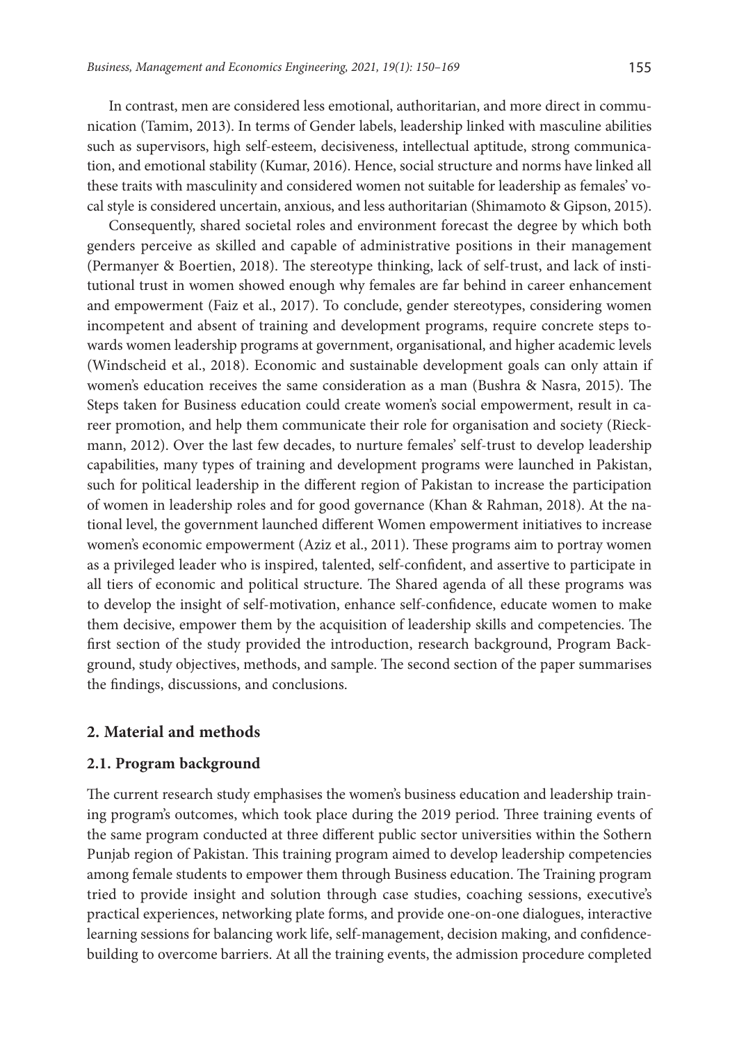In contrast, men are considered less emotional, authoritarian, and more direct in communication (Tamim, 2013). In terms of Gender labels, leadership linked with masculine abilities such as supervisors, high self-esteem, decisiveness, intellectual aptitude, strong communication, and emotional stability (Kumar, 2016). Hence, social structure and norms have linked all these traits with masculinity and considered women not suitable for leadership as females' vocal style is considered uncertain, anxious, and less authoritarian (Shimamoto & Gipson, 2015).

Consequently, shared societal roles and environment forecast the degree by which both genders perceive as skilled and capable of administrative positions in their management (Permanyer & Boertien, 2018). The stereotype thinking, lack of self-trust, and lack of institutional trust in women showed enough why females are far behind in career enhancement and empowerment (Faiz et al., 2017). To conclude, gender stereotypes, considering women incompetent and absent of training and development programs, require concrete steps towards women leadership programs at government, organisational, and higher academic levels (Windscheid et al., 2018). Economic and sustainable development goals can only attain if women's education receives the same consideration as a man (Bushra & Nasra, 2015). The Steps taken for Business education could create women's social empowerment, result in career promotion, and help them communicate their role for organisation and society (Rieckmann, 2012). Over the last few decades, to nurture females' self-trust to develop leadership capabilities, many types of training and development programs were launched in Pakistan, such for political leadership in the different region of Pakistan to increase the participation of women in leadership roles and for good governance (Khan & Rahman, 2018). At the national level, the government launched different Women empowerment initiatives to increase women's economic empowerment (Aziz et al., 2011). These programs aim to portray women as a privileged leader who is inspired, talented, self-confident, and assertive to participate in all tiers of economic and political structure. The Shared agenda of all these programs was to develop the insight of self-motivation, enhance self-confidence, educate women to make them decisive, empower them by the acquisition of leadership skills and competencies. The first section of the study provided the introduction, research background, Program Background, study objectives, methods, and sample. The second section of the paper summarises the findings, discussions, and conclusions.

## 2. Material and methods

### 2.1. Program background

The current research study emphasises the women's business education and leadership training program's outcomes, which took place during the 2019 period. Three training events of the same program conducted at three different public sector universities within the Sothern Punjab region of Pakistan. This training program aimed to develop leadership competencies among female students to empower them through Business education. The Training program tried to provide insight and solution through case studies, coaching sessions, executive's practical experiences, networking plate forms, and provide one-on-one dialogues, interactive learning sessions for balancing work life, self-management, decision making, and confidence-building to overcome barriers. At all the training events, the admission procedure completed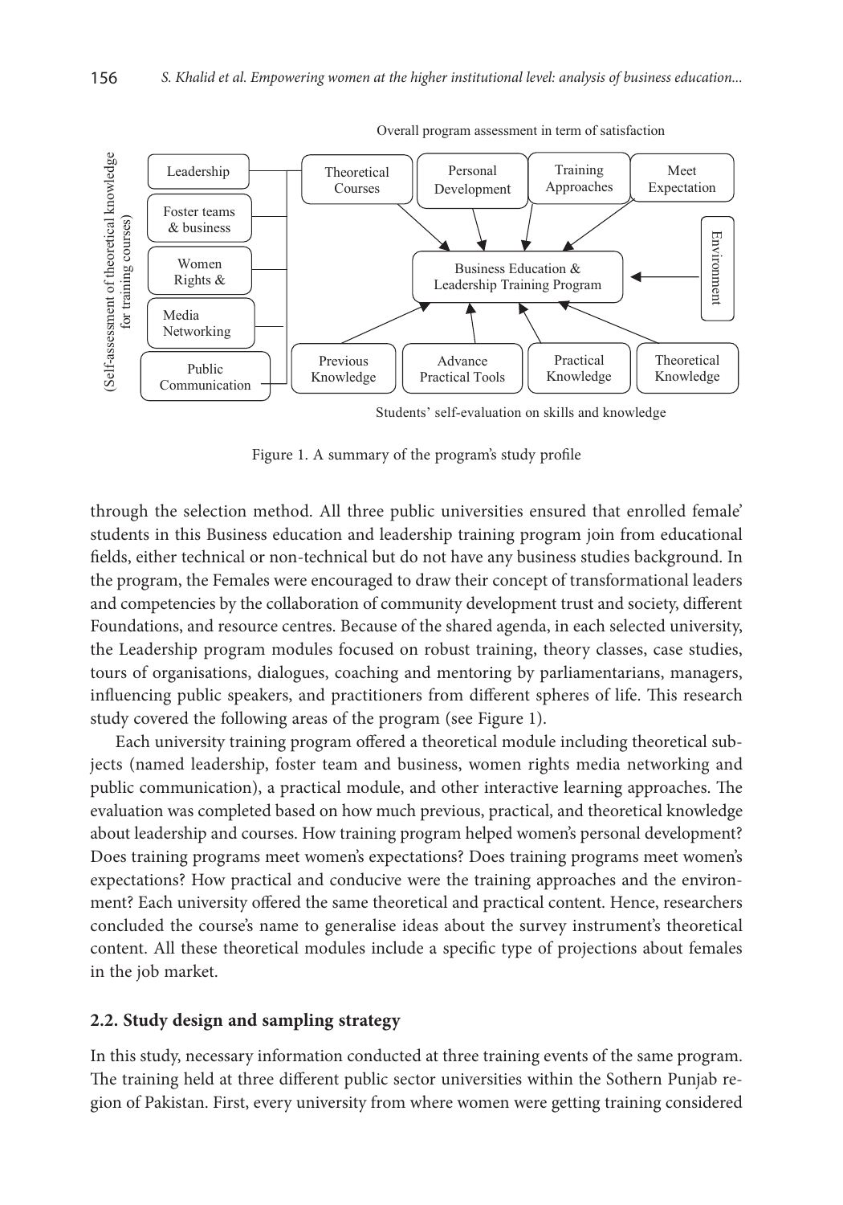Figure 1. A summary of the program's study profile

through the selection method. All three public universities ensured that enrolled female' students in this Business education and leadership training program join from educational fields, either technical or non-technical but do not have any business studies background. In the program, the Females were encouraged to draw their concept of transformational leaders and competencies by the collaboration of community development trust and society, different Foundations, and resource centres. Because of the shared agenda, in each selected university, the Leadership program modules focused on robust training, theory classes, case studies, tours of organisations, dialogues, coaching and mentoring by parliamentarians, managers, influencing public speakers, and practitioners from different spheres of life. This research study covered the following areas of the program (see Figure 1).

Each university training program offered a theoretical module including theoretical subjects (named leadership, foster team and business, women rights media networking and public communication), a practical module, and other interactive learning approaches. The evaluation was completed based on how much previous, practical, and theoretical knowledge about leadership and courses. How training program helped women's personal development? Does training programs meet women's expectations? Does training programs meet women's expectations? How practical and conducive were the training approaches and the environment? Each university offered the same theoretical and practical content. Hence, researchers concluded the course's name to generalise ideas about the survey instrument's theoretical content. All these theoretical modules include a specific type of projections about females in the job market.

### 2.2. Study design and sampling strategy

In this study, necessary information conducted at three training events of the same program. The training held at three different public sector universities within the Sothern Punjab region of Pakistan. First, every university from where women were getting training considered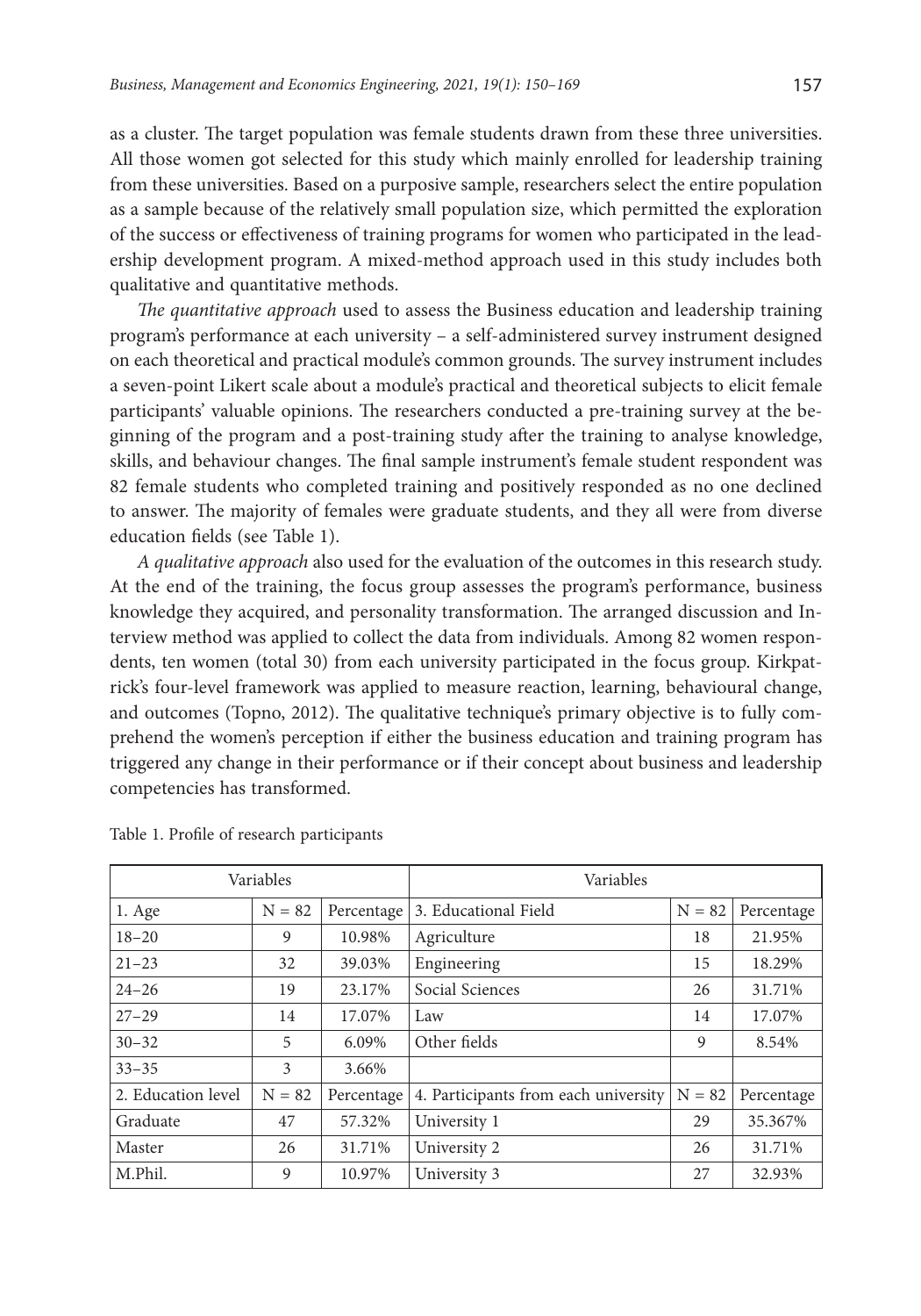as a cluster. The target population was female students drawn from these three universities. All those women got selected for this study which mainly enrolled for leadership training from these universities. Based on a purposive sample, researchers select the entire population as a sample because of the relatively small population size, which permitted the exploration of the success or effectiveness of training programs for women who participated in the leadership development program. A mixed-method approach used in this study includes both qualitative and quantitative methods.

*The quantitative approach* used to assess the Business education and leadership training program's performance at each university – a self-administered survey instrument designed on each theoretical and practical module's common grounds. The survey instrument includes a seven-point Likert scale about a module's practical and theoretical subjects to elicit female participants' valuable opinions. The researchers conducted a pre-training survey at the beginning of the program and a post-training study after the training to analyse knowledge, skills, and behaviour changes. The final sample instrument's female student respondent was 82 female students who completed training and positively responded as no one declined to answer. The majority of females were graduate students, and they all were from diverse education fields (see Table 1).

*A qualitative approach* also used for the evaluation of the outcomes in this research study. At the end of the training, the focus group assesses the program's performance, business knowledge they acquired, and personality transformation. The arranged discussion and Interview method was applied to collect the data from individuals. Among 82 women respondents, ten women (total 30) from each university participated in the focus group. Kirkpatrick's four-level framework was applied to measure reaction, learning, behavioural change, and outcomes (Topno, 2012). The qualitative technique's primary objective is to fully comprehend the women's perception if either the business education and training program has triggered any change in their performance or if their concept about business and leadership competencies has transformed.

Table 1. Profile of research participants

| Variables | | | Variables | | |
|---|---|---|---|---|---|
| 1. Age | N = 82 | Percentage | 3. Educational Field | N = 82 | Percentage |
| 18–20 | 9 | 10.98% | Agriculture | 18 | 21.95% |
| 21–23 | 32 | 39.03% | Engineering | 15 | 18.29% |
| 24–26 | 19 | 23.17% | Social Sciences | 26 | 31.71% |
| 27–29 | 14 | 17.07% | Law | 14 | 17.07% |
| 30–32 | 5 | 6.09% | Other fields | 9 | 8.54% |
| 33–35 | 3 | 3.66% | | | |
| 2. Education level | N = 82 | Percentage | 4. Participants from each university | N = 82 | Percentage |
| Graduate | 47 | 57.32% | University 1 | 29 | 35.367% |
| Master | 26 | 31.71% | University 2 | 26 | 31.71% |
| M.Phil. | 9 | 10.97% | University 3 | 27 | 32.93% |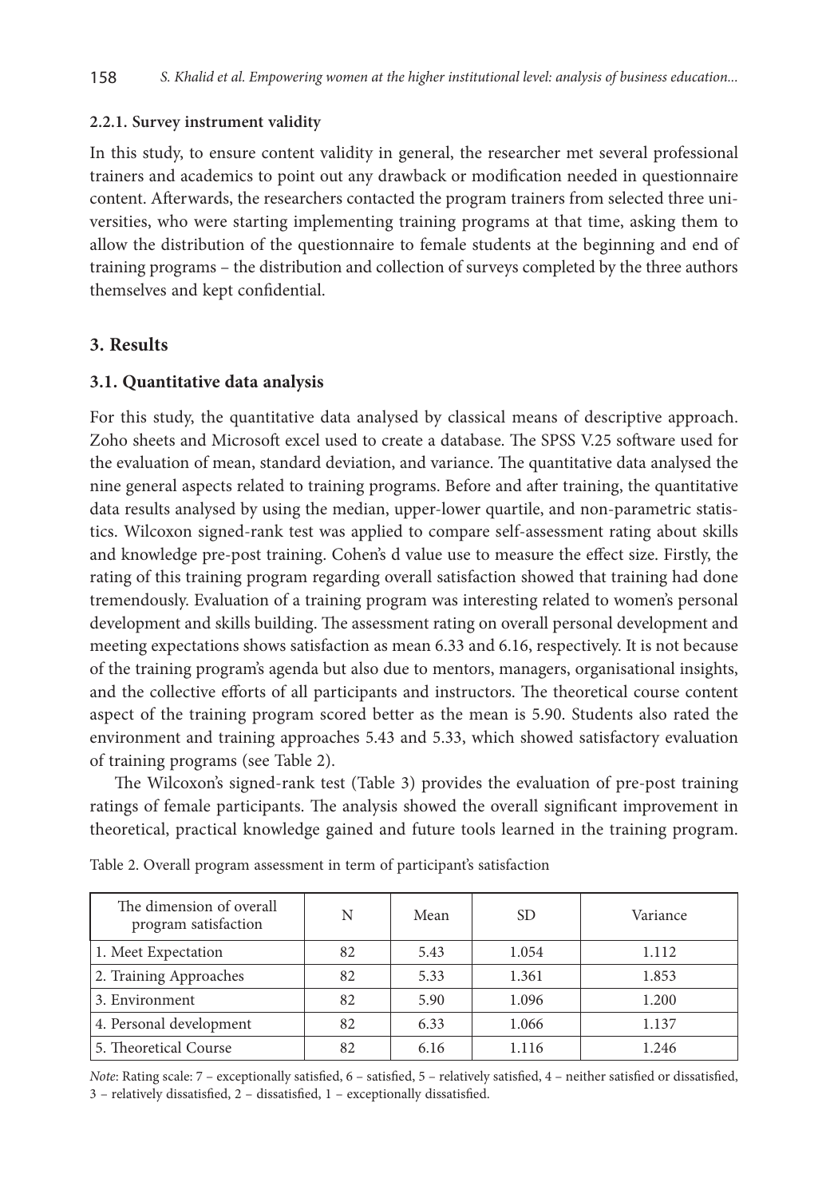#### 2.2.1. Survey instrument validity

In this study, to ensure content validity in general, the researcher met several professional trainers and academics to point out any drawback or modification needed in questionnaire content. Afterwards, the researchers contacted the program trainers from selected three universities, who were starting implementing training programs at that time, asking them to allow the distribution of the questionnaire to female students at the beginning and end of training programs – the distribution and collection of surveys completed by the three authors themselves and kept confidential.

## 3. Results

### 3.1. Quantitative data analysis

For this study, the quantitative data analysed by classical means of descriptive approach. Zoho sheets and Microsoft excel used to create a database. The SPSS V.25 software used for the evaluation of mean, standard deviation, and variance. The quantitative data analysed the nine general aspects related to training programs. Before and after training, the quantitative data results analysed by using the median, upper-lower quartile, and non-parametric statistics. Wilcoxon signed-rank test was applied to compare self-assessment rating about skills and knowledge pre-post training. Cohen's d value use to measure the effect size. Firstly, the rating of this training program regarding overall satisfaction showed that training had done tremendously. Evaluation of a training program was interesting related to women's personal development and skills building. The assessment rating on overall personal development and meeting expectations shows satisfaction as mean 6.33 and 6.16, respectively. It is not because of the training program's agenda but also due to mentors, managers, organisational insights, and the collective efforts of all participants and instructors. The theoretical course content aspect of the training program scored better as the mean is 5.90. Students also rated the environment and training approaches 5.43 and 5.33, which showed satisfactory evaluation of training programs (see Table 2).

The Wilcoxon's signed-rank test (Table 3) provides the evaluation of pre-post training ratings of female participants. The analysis showed the overall significant improvement in theoretical, practical knowledge gained and future tools learned in the training program.

Table 2. Overall program assessment in term of participant's satisfaction

| The dimension of overall program satisfaction | N | Mean | SD | Variance |
|---|---|---|---|---|
| 1. Meet Expectation | 82 | 5.43 | 1.054 | 1.112 |
| 2. Training Approaches | 82 | 5.33 | 1.361 | 1.853 |
| 3. Environment | 82 | 5.90 | 1.096 | 1.200 |
| 4. Personal development | 82 | 6.33 | 1.066 | 1.137 |
| 5. Theoretical Course | 82 | 6.16 | 1.116 | 1.246 |

*Note*: Rating scale: 7 – exceptionally satisfied, 6 – satisfied, 5 – relatively satisfied, 4 – neither satisfied or dissatisfied, 3 – relatively dissatisfied, 2 – dissatisfied, 1 – exceptionally dissatisfied.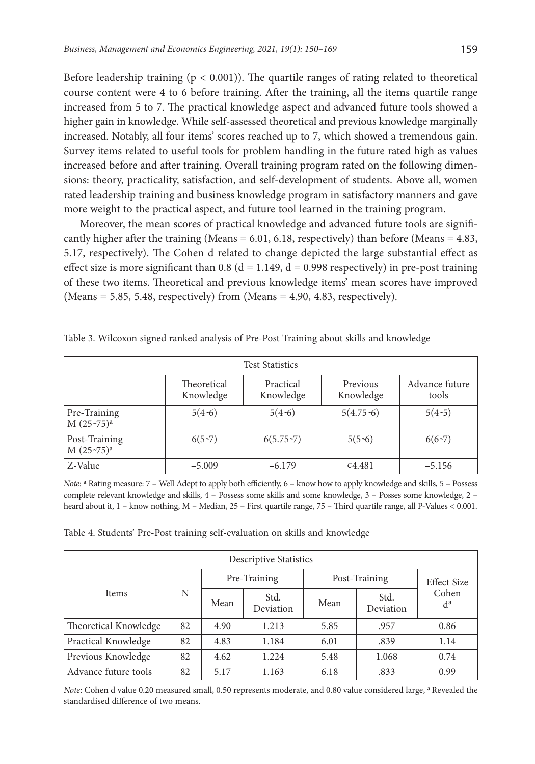Before leadership training ($p < 0.001$)). The quartile ranges of rating related to theoretical course content were 4 to 6 before training. After the training, all the items quartile range increased from 5 to 7. The practical knowledge aspect and advanced future tools showed a higher gain in knowledge. While self-assessed theoretical and previous knowledge marginally increased. Notably, all four items' scores reached up to 7, which showed a tremendous gain. Survey items related to useful tools for problem handling in the future rated high as values increased before and after training. Overall training program rated on the following dimensions: theory, practicality, satisfaction, and self-development of students. Above all, women rated leadership training and business knowledge program in satisfactory manners and gave more weight to the practical aspect, and future tool learned in the training program.

Moreover, the mean scores of practical knowledge and advanced future tools are significantly higher after the training (Means = 6.01, 6.18, respectively) than before (Means = 4.83, 5.17, respectively). The Cohen d related to change depicted the large substantial effect as effect size is more significant than 0.8 ($d = 1.149$, $d = 0.998$ respectively) in pre-post training of these two items. Theoretical and previous knowledge items' mean scores have improved (Means = 5.85, 5.48, respectively) from (Means = 4.90, 4.83, respectively).

Table 3. Wilcoxon signed ranked analysis of Pre-Post Training about skills and knowledge

| Test Statistics | | | | |
|---|---|---|---|---|
| | Theoretical Knowledge | Practical Knowledge | Previous Knowledge | Advance future tools |
| Pre-Training M (25~75)[a] | 5(4~6) | 5(4~6) | 5(4.75~6) | 5(4~5) |
| Post-Training M (25~75)[a] | 6(5~7) | 6(5.75~7) | 5(5~6) | 6(6~7) |
| Z-Value | –5.009 | –6.179 | ¢4.481 | –5.156 |

*Note*: [a] Rating measure: 7 – Well Adept to apply both efficiently, 6 – know how to apply knowledge and skills, 5 – Possess complete relevant knowledge and skills, 4 – Possess some skills and some knowledge, 3 – Posses some knowledge, 2 – heard about it, 1 – know nothing, M – Median, 25 – First quartile range, 75 – Third quartile range, all P-Values < 0.001.

Table 4. Students' Pre-Post training self-evaluation on skills and knowledge

| Descriptive Statistics | | | | | | |
|---|---|---|---|---|---|---|
| Items | N | Pre-Training | | Post-Training | | Effect Size Cohen d[a] |
| | | Mean | Std. Deviation | Mean | Std. Deviation | |
| Theoretical Knowledge | 82 | 4.90 | 1.213 | 5.85 | .957 | 0.86 |
| Practical Knowledge | 82 | 4.83 | 1.184 | 6.01 | .839 | 1.14 |
| Previous Knowledge | 82 | 4.62 | 1.224 | 5.48 | 1.068 | 0.74 |
| Advance future tools | 82 | 5.17 | 1.163 | 6.18 | .833 | 0.99 |

*Note*: Cohen d value 0.20 measured small, 0.50 represents moderate, and 0.80 value considered large, [a] Revealed the standardised difference of two means.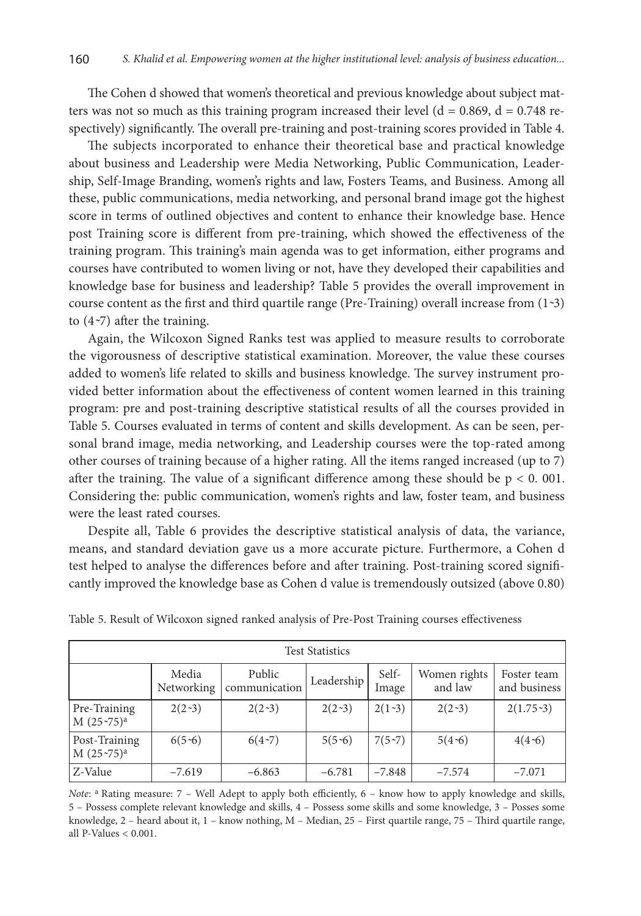The Cohen d showed that women's theoretical and previous knowledge about subject matters was not so much as this training program increased their level ($d = 0.869$, $d = 0.748$ respectively) significantly. The overall pre-training and post-training scores provided in Table 4.

The subjects incorporated to enhance their theoretical base and practical knowledge about business and Leadership were Media Networking, Public Communication, Leadership, Self-Image Branding, women's rights and law, Fosters Teams, and Business. Among all these, public communications, media networking, and personal brand image got the highest score in terms of outlined objectives and content to enhance their knowledge base. Hence post Training score is different from pre-training, which showed the effectiveness of the training program. This training's main agenda was to get information, either programs and courses have contributed to women living or not, have they developed their capabilities and knowledge base for business and leadership? Table 5 provides the overall improvement in course content as the first and third quartile range (Pre-Training) overall increase from (1~3) to (4~7) after the training.

Again, the Wilcoxon Signed Ranks test was applied to measure results to corroborate the vigorousness of descriptive statistical examination. Moreover, the value these courses added to women's life related to skills and business knowledge. The survey instrument provided better information about the effectiveness of content women learned in this training program: pre and post-training descriptive statistical results of all the courses provided in Table 5. Courses evaluated in terms of content and skills development. As can be seen, personal brand image, media networking, and Leadership courses were the top-rated among other courses of training because of a higher rating. All the items ranged increased (up to 7) after the training. The value of a significant difference among these should be $p < 0.001$. Considering the: public communication, women's rights and law, foster team, and business were the least rated courses.

Despite all, Table 6 provides the descriptive statistical analysis of data, the variance, means, and standard deviation gave us a more accurate picture. Furthermore, a Cohen d test helped to analyse the differences before and after training. Post-training scored significantly improved the knowledge base as Cohen d value is tremendously outsized (above 0.80)

Table 5. Result of Wilcoxon signed ranked analysis of Pre-Post Training courses effectiveness

| Test Statistics | | | | | | |
|---|---|---|---|---|---|---|
| | Media Networking | Public communication | Leadership | Self-Image | Women rights and law | Foster team and business |
| Pre-Training M (25~75)[a] | 2(2~3) | 2(2~3) | 2(2~3) | 2(1~3) | 2(2~3) | 2(1.75~3) |
| Post-Training M (25~75)[a] | 6(5~6) | 6(4~7) | 5(5~6) | 7(5~7) | 5(4~6) | 4(4~6) |
| Z-Value | −7.619 | −6.863 | −6.781 | −7.848 | −7.574 | −7.071 |

*Note*: [a] Rating measure: 7 – Well Adept to apply both efficiently, 6 – know how to apply knowledge and skills, 5 – Possess complete relevant knowledge and skills, 4 – Possess some skills and some knowledge, 3 – Posses some knowledge, 2 – heard about it, 1 – know nothing, M – Median, 25 – First quartile range, 75 – Third quartile range, all P-Values < 0.001.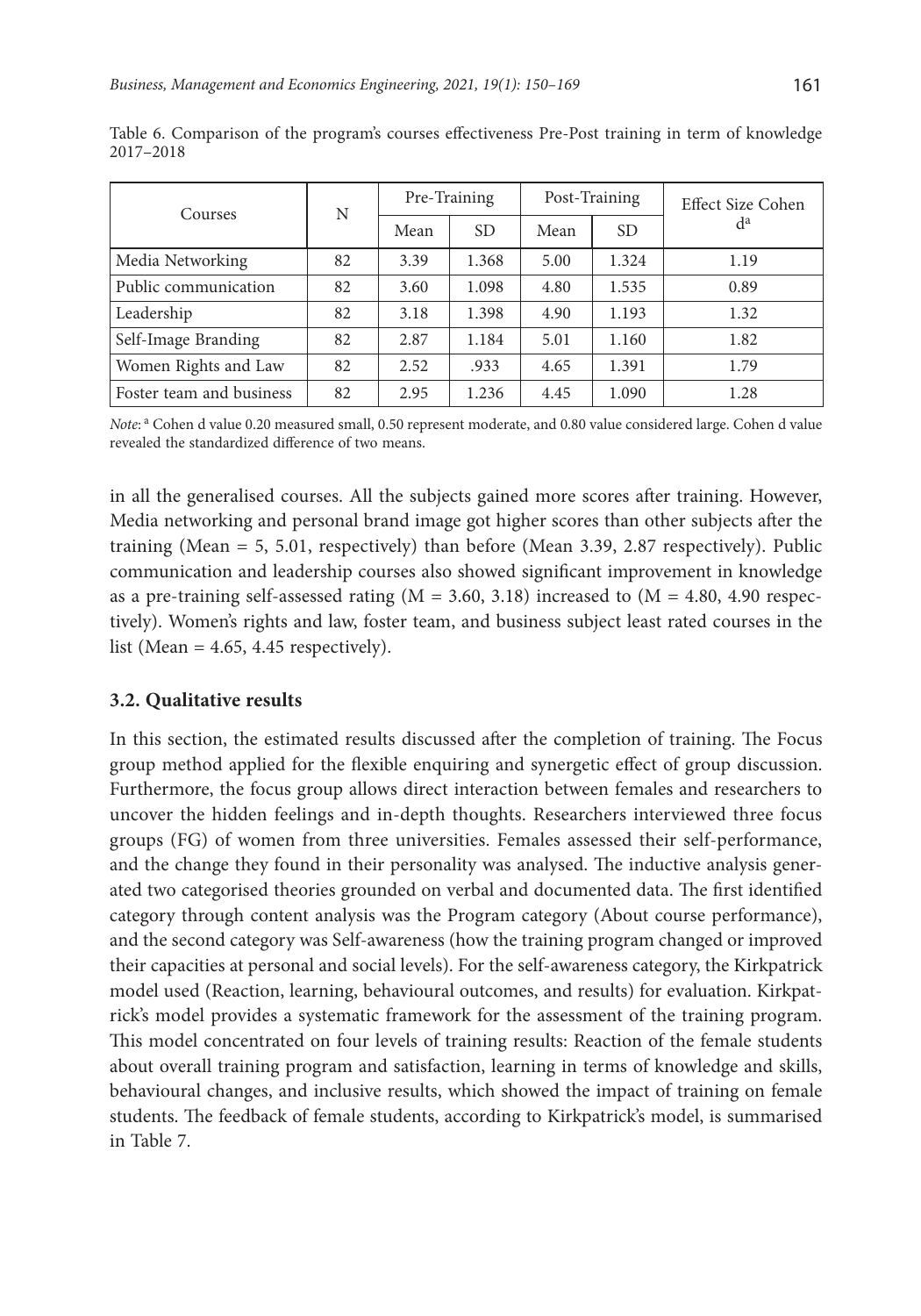Table 6. Comparison of the program's courses effectiveness Pre-Post training in term of knowledge 2017–2018

| Courses | N | Pre-Training | | Post-Training | | Effect Size Cohen d[a] |
|---|---|---|---|---|---|---|
| | | Mean | SD | Mean | SD | |
| Media Networking | 82 | 3.39 | 1.368 | 5.00 | 1.324 | 1.19 |
| Public communication | 82 | 3.60 | 1.098 | 4.80 | 1.535 | 0.89 |
| Leadership | 82 | 3.18 | 1.398 | 4.90 | 1.193 | 1.32 |
| Self-Image Branding | 82 | 2.87 | 1.184 | 5.01 | 1.160 | 1.82 |
| Women Rights and Law | 82 | 2.52 | .933 | 4.65 | 1.391 | 1.79 |
| Foster team and business | 82 | 2.95 | 1.236 | 4.45 | 1.090 | 1.28 |

*Note*: [a] Cohen d value 0.20 measured small, 0.50 represent moderate, and 0.80 value considered large. Cohen d value revealed the standardized difference of two means.

in all the generalised courses. All the subjects gained more scores after training. However, Media networking and personal brand image got higher scores than other subjects after the training (Mean = 5, 5.01, respectively) than before (Mean 3.39, 2.87 respectively). Public communication and leadership courses also showed significant improvement in knowledge as a pre-training self-assessed rating (M = 3.60, 3.18) increased to (M = 4.80, 4.90 respectively). Women's rights and law, foster team, and business subject least rated courses in the list (Mean = 4.65, 4.45 respectively).

### 3.2. Qualitative results

In this section, the estimated results discussed after the completion of training. The Focus group method applied for the flexible enquiring and synergetic effect of group discussion. Furthermore, the focus group allows direct interaction between females and researchers to uncover the hidden feelings and in-depth thoughts. Researchers interviewed three focus groups (FG) of women from three universities. Females assessed their self-performance, and the change they found in their personality was analysed. The inductive analysis generated two categorised theories grounded on verbal and documented data. The first identified category through content analysis was the Program category (About course performance), and the second category was Self-awareness (how the training program changed or improved their capacities at personal and social levels). For the self-awareness category, the Kirkpatrick model used (Reaction, learning, behavioural outcomes, and results) for evaluation. Kirkpatrick's model provides a systematic framework for the assessment of the training program. This model concentrated on four levels of training results: Reaction of the female students about overall training program and satisfaction, learning in terms of knowledge and skills, behavioural changes, and inclusive results, which showed the impact of training on female students. The feedback of female students, according to Kirkpatrick's model, is summarised in Table 7.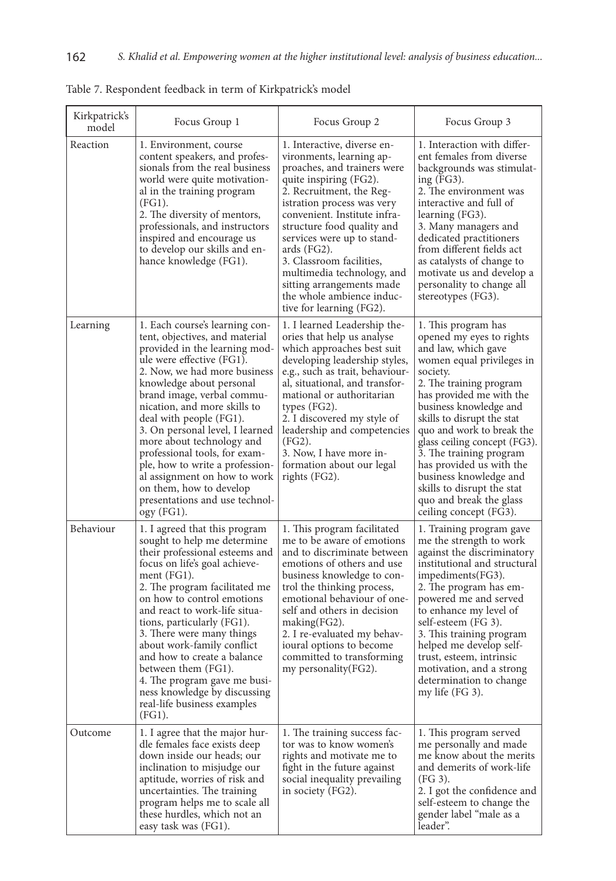Table 7. Respondent feedback in term of Kirkpatrick's model

| Kirkpatrick's model | Focus Group 1 | Focus Group 2 | Focus Group 3 |
|---|---|---|---|
| Reaction | 1. Environment, course content speakers, and professionals from the real business world were quite motivational in the training program (FG1).<br>2. The diversity of mentors, professionals, and instructors inspired and encourage us to develop our skills and enhance knowledge (FG1). | 1. Interactive, diverse environments, learning approaches, and trainers were quite inspiring (FG2).<br>2. Recruitment, the Registration process was very convenient. Institute infrastructure food quality and services were up to standards (FG2).<br>3. Classroom facilities, multimedia technology, and sitting arrangements made the whole ambience inductive for learning (FG2). | 1. Interaction with different females from diverse backgrounds was stimulating (FG3).<br>2. The environment was interactive and full of learning (FG3).<br>3. Many managers and dedicated practitioners from different fields act as catalysts of change to motivate us and develop a personality to change all stereotypes (FG3). |
| Learning | 1. Each course's learning content, objectives, and material provided in the learning module were effective (FG1).<br>2. Now, we had more business knowledge about personal brand image, verbal communication, and more skills to deal with people (FG1).<br>3. On personal level, I learned more about technology and professional tools, for example, how to write a professional assignment on how to work on them, how to develop presentations and use technology (FG1). | 1. I learned Leadership theories that help us analyse which approaches best suit developing leadership styles, e.g., such as trait, behavioural, situational, and transformational or authoritarian types (FG2).<br>2. I discovered my style of leadership and competencies (FG2).<br>3. Now, I have more information about our legal rights (FG2). | 1. This program has opened my eyes to rights and law, which gave women equal privileges in society.<br>2. The training program has provided me with the business knowledge and skills to disrupt the stat quo and work to break the glass ceiling concept (FG3).<br>3. The training program has provided us with the business knowledge and skills to disrupt the stat quo and break the glass ceiling concept (FG3). |
| Behaviour | 1. I agreed that this program sought to help me determine their professional esteems and focus on life's goal achievement (FG1).<br>2. The program facilitated me on how to control emotions and react to work-life situations, particularly (FG1).<br>3. There were many things about work-family conflict and how to create a balance between them (FG1).<br>4. The program gave me business knowledge by discussing real-life business examples (FG1). | 1. This program facilitated me to be aware of emotions and to discriminate between emotions of others and use business knowledge to control the thinking process, emotional behaviour of oneself and others in decision making(FG2).<br>2. I re-evaluated my behavioural options to become committed to transforming my personality(FG2). | 1. Training program gave me the strength to work against the discriminatory institutional and structural impediments(FG3).<br>2. The program has empowered me and served to enhance my level of self-esteem (FG 3).<br>3. This training program helped me develop self-trust, esteem, intrinsic motivation, and a strong determination to change my life (FG 3). |
| Outcome | 1. I agree that the major hurdle females face exists deep down inside our heads; our inclination to misjudge our aptitude, worries of risk and uncertainties. The training program helps me to scale all these hurdles, which not an easy task was (FG1). | 1. The training success factor was to know women's rights and motivate me to fight in the future against social inequality prevailing in society (FG2). | 1. This program served me personally and made me know about the merits and demerits of work-life (FG 3).<br>2. I got the confidence and self-esteem to change the gender label "male as a leader". |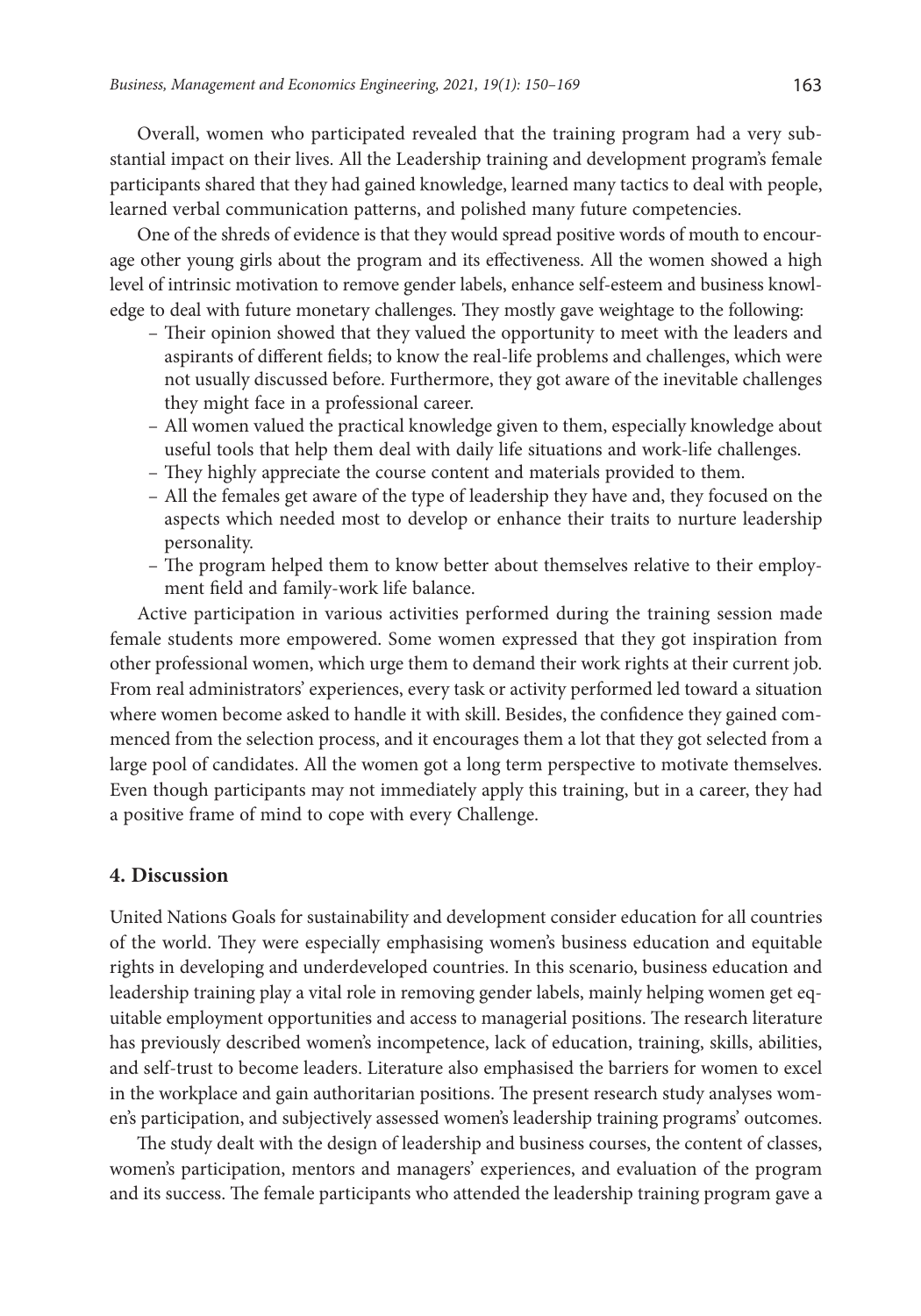Overall, women who participated revealed that the training program had a very substantial impact on their lives. All the Leadership training and development program's female participants shared that they had gained knowledge, learned many tactics to deal with people, learned verbal communication patterns, and polished many future competencies.

One of the shreds of evidence is that they would spread positive words of mouth to encourage other young girls about the program and its effectiveness. All the women showed a high level of intrinsic motivation to remove gender labels, enhance self-esteem and business knowledge to deal with future monetary challenges. They mostly gave weightage to the following:

- Their opinion showed that they valued the opportunity to meet with the leaders and aspirants of different fields; to know the real-life problems and challenges, which were not usually discussed before. Furthermore, they got aware of the inevitable challenges they might face in a professional career.
- All women valued the practical knowledge given to them, especially knowledge about useful tools that help them deal with daily life situations and work-life challenges.
- They highly appreciate the course content and materials provided to them.
- All the females get aware of the type of leadership they have and, they focused on the aspects which needed most to develop or enhance their traits to nurture leadership personality.
- The program helped them to know better about themselves relative to their employment field and family-work life balance.

Active participation in various activities performed during the training session made female students more empowered. Some women expressed that they got inspiration from other professional women, which urge them to demand their work rights at their current job. From real administrators' experiences, every task or activity performed led toward a situation where women become asked to handle it with skill. Besides, the confidence they gained commenced from the selection process, and it encourages them a lot that they got selected from a large pool of candidates. All the women got a long term perspective to motivate themselves. Even though participants may not immediately apply this training, but in a career, they had a positive frame of mind to cope with every Challenge.

## 4. Discussion

United Nations Goals for sustainability and development consider education for all countries of the world. They were especially emphasising women's business education and equitable rights in developing and underdeveloped countries. In this scenario, business education and leadership training play a vital role in removing gender labels, mainly helping women get equitable employment opportunities and access to managerial positions. The research literature has previously described women's incompetence, lack of education, training, skills, abilities, and self-trust to become leaders. Literature also emphasised the barriers for women to excel in the workplace and gain authoritarian positions. The present research study analyses women's participation, and subjectively assessed women's leadership training programs' outcomes.

The study dealt with the design of leadership and business courses, the content of classes, women's participation, mentors and managers' experiences, and evaluation of the program and its success. The female participants who attended the leadership training program gave a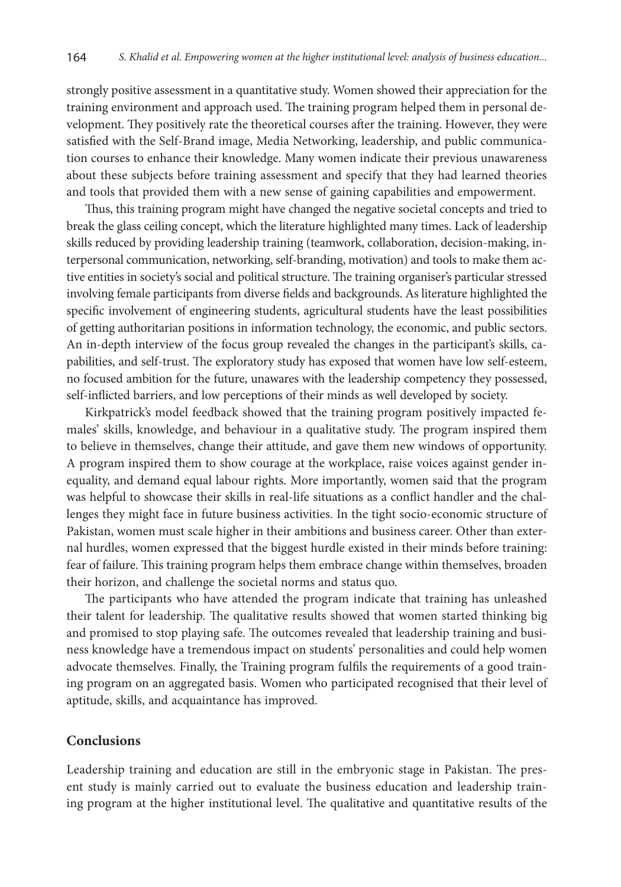strongly positive assessment in a quantitative study. Women showed their appreciation for the training environment and approach used. The training program helped them in personal development. They positively rate the theoretical courses after the training. However, they were satisfied with the Self-Brand image, Media Networking, leadership, and public communication courses to enhance their knowledge. Many women indicate their previous unawareness about these subjects before training assessment and specify that they had learned theories and tools that provided them with a new sense of gaining capabilities and empowerment.

Thus, this training program might have changed the negative societal concepts and tried to break the glass ceiling concept, which the literature highlighted many times. Lack of leadership skills reduced by providing leadership training (teamwork, collaboration, decision-making, interpersonal communication, networking, self-branding, motivation) and tools to make them active entities in society's social and political structure. The training organiser's particular stressed involving female participants from diverse fields and backgrounds. As literature highlighted the specific involvement of engineering students, agricultural students have the least possibilities of getting authoritarian positions in information technology, the economic, and public sectors. An in-depth interview of the focus group revealed the changes in the participant's skills, capabilities, and self-trust. The exploratory study has exposed that women have low self-esteem, no focused ambition for the future, unawares with the leadership competency they possessed, self-inflicted barriers, and low perceptions of their minds as well developed by society.

Kirkpatrick's model feedback showed that the training program positively impacted females' skills, knowledge, and behaviour in a qualitative study. The program inspired them to believe in themselves, change their attitude, and gave them new windows of opportunity. A program inspired them to show courage at the workplace, raise voices against gender inequality, and demand equal labour rights. More importantly, women said that the program was helpful to showcase their skills in real-life situations as a conflict handler and the challenges they might face in future business activities. In the tight socio-economic structure of Pakistan, women must scale higher in their ambitions and business career. Other than external hurdles, women expressed that the biggest hurdle existed in their minds before training: fear of failure. This training program helps them embrace change within themselves, broaden their horizon, and challenge the societal norms and status quo.

The participants who have attended the program indicate that training has unleashed their talent for leadership. The qualitative results showed that women started thinking big and promised to stop playing safe. The outcomes revealed that leadership training and business knowledge have a tremendous impact on students' personalities and could help women advocate themselves. Finally, the Training program fulfils the requirements of a good training program on an aggregated basis. Women who participated recognised that their level of aptitude, skills, and acquaintance has improved.

## Conclusions

Leadership training and education are still in the embryonic stage in Pakistan. The present study is mainly carried out to evaluate the business education and leadership training program at the higher institutional level. The qualitative and quantitative results of the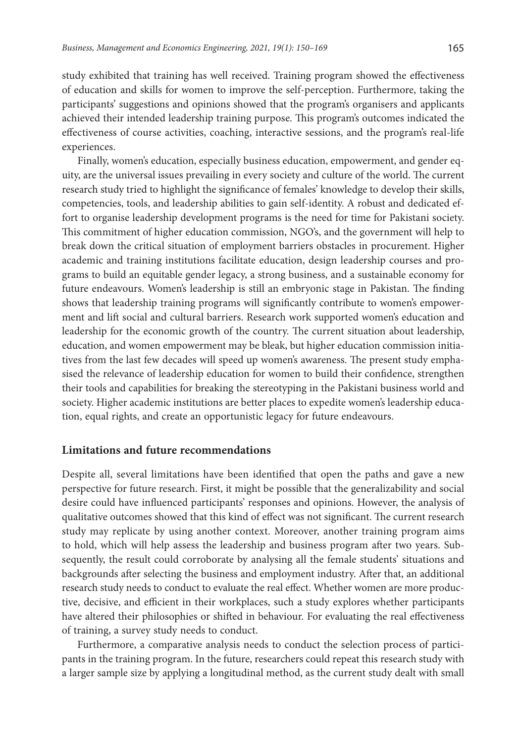study exhibited that training has well received. Training program showed the effectiveness of education and skills for women to improve the self-perception. Furthermore, taking the participants' suggestions and opinions showed that the program's organisers and applicants achieved their intended leadership training purpose. This program's outcomes indicated the effectiveness of course activities, coaching, interactive sessions, and the program's real-life experiences.

Finally, women's education, especially business education, empowerment, and gender equity, are the universal issues prevailing in every society and culture of the world. The current research study tried to highlight the significance of females' knowledge to develop their skills, competencies, tools, and leadership abilities to gain self-identity. A robust and dedicated effort to organise leadership development programs is the need for time for Pakistani society. This commitment of higher education commission, NGO's, and the government will help to break down the critical situation of employment barriers obstacles in procurement. Higher academic and training institutions facilitate education, design leadership courses and programs to build an equitable gender legacy, a strong business, and a sustainable economy for future endeavours. Women's leadership is still an embryonic stage in Pakistan. The finding shows that leadership training programs will significantly contribute to women's empowerment and lift social and cultural barriers. Research work supported women's education and leadership for the economic growth of the country. The current situation about leadership, education, and women empowerment may be bleak, but higher education commission initiatives from the last few decades will speed up women's awareness. The present study emphasised the relevance of leadership education for women to build their confidence, strengthen their tools and capabilities for breaking the stereotyping in the Pakistani business world and society. Higher academic institutions are better places to expedite women's leadership education, equal rights, and create an opportunistic legacy for future endeavours.

## Limitations and future recommendations

Despite all, several limitations have been identified that open the paths and gave a new perspective for future research. First, it might be possible that the generalizability and social desire could have influenced participants' responses and opinions. However, the analysis of qualitative outcomes showed that this kind of effect was not significant. The current research study may replicate by using another context. Moreover, another training program aims to hold, which will help assess the leadership and business program after two years. Subsequently, the result could corroborate by analysing all the female students' situations and backgrounds after selecting the business and employment industry. After that, an additional research study needs to conduct to evaluate the real effect. Whether women are more productive, decisive, and efficient in their workplaces, such a study explores whether participants have altered their philosophies or shifted in behaviour. For evaluating the real effectiveness of training, a survey study needs to conduct.

Furthermore, a comparative analysis needs to conduct the selection process of participants in the training program. In the future, researchers could repeat this research study with a larger sample size by applying a longitudinal method, as the current study dealt with small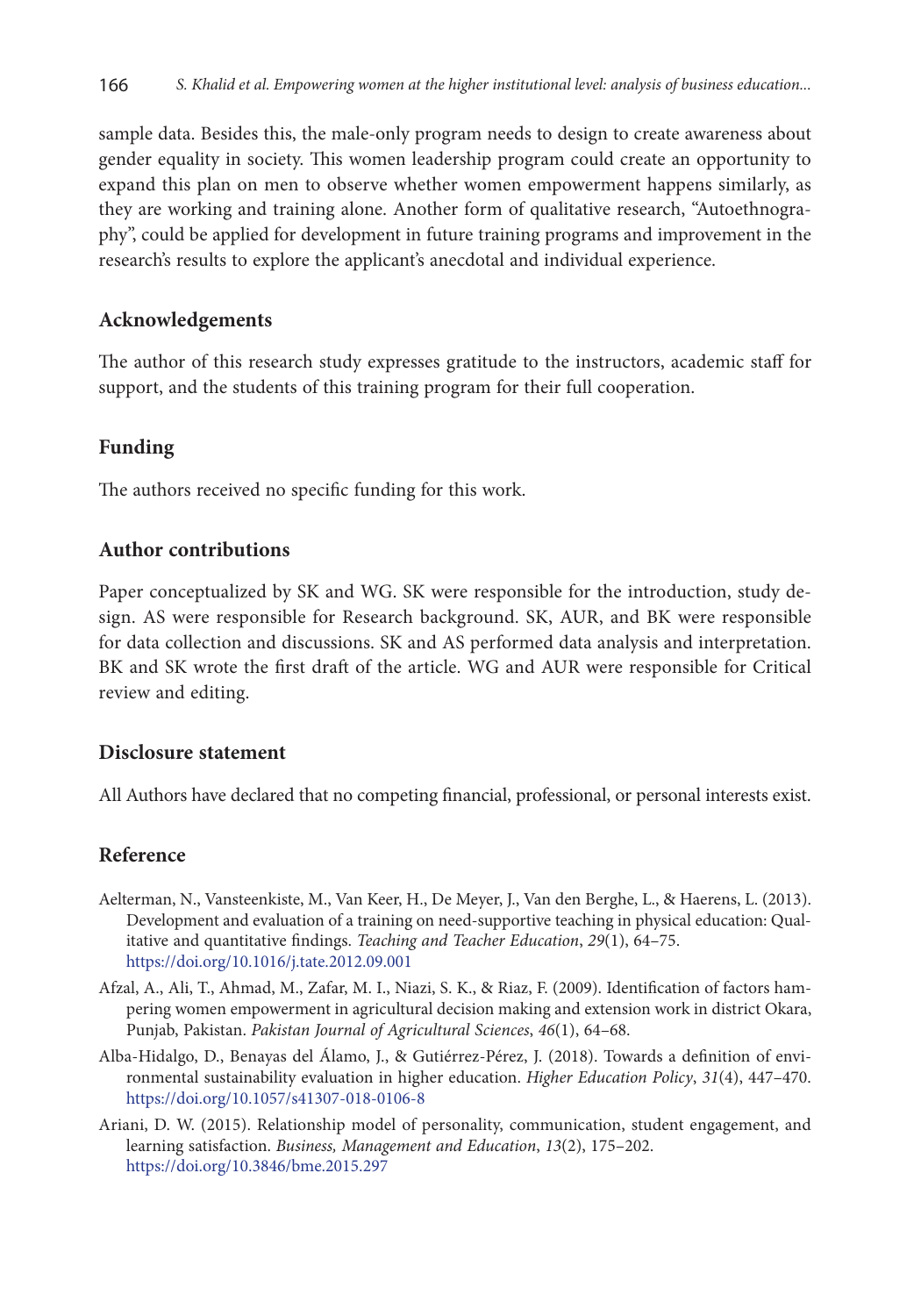sample data. Besides this, the male-only program needs to design to create awareness about gender equality in society. This women leadership program could create an opportunity to expand this plan on men to observe whether women empowerment happens similarly, as they are working and training alone. Another form of qualitative research, "Autoethnography", could be applied for development in future training programs and improvement in the research's results to explore the applicant's anecdotal and individual experience.

## Acknowledgements

The author of this research study expresses gratitude to the instructors, academic staff for support, and the students of this training program for their full cooperation.

## Funding

The authors received no specific funding for this work.

## Author contributions

Paper conceptualized by SK and WG. SK were responsible for the introduction, study design. AS were responsible for Research background. SK, AUR, and BK were responsible for data collection and discussions. SK and AS performed data analysis and interpretation. BK and SK wrote the first draft of the article. WG and AUR were responsible for Critical review and editing.

## Disclosure statement

All Authors have declared that no competing financial, professional, or personal interests exist.

## Reference

Aelterman, N., Vansteenkiste, M., Van Keer, H., De Meyer, J., Van den Berghe, L., & Haerens, L. (2013). Development and evaluation of a training on need-supportive teaching in physical education: Qualitative and quantitative findings. *Teaching and Teacher Education*, *29*(1), 64–75. https://doi.org/10.1016/j.tate.2012.09.001

Afzal, A., Ali, T., Ahmad, M., Zafar, M. I., Niazi, S. K., & Riaz, F. (2009). Identification of factors hampering women empowerment in agricultural decision making and extension work in district Okara, Punjab, Pakistan. *Pakistan Journal of Agricultural Sciences*, *46*(1), 64–68.

Alba-Hidalgo, D., Benayas del Álamo, J., & Gutiérrez-Pérez, J. (2018). Towards a definition of environmental sustainability evaluation in higher education. *Higher Education Policy*, *31*(4), 447–470. https://doi.org/10.1057/s41307-018-0106-8

Ariani, D. W. (2015). Relationship model of personality, communication, student engagement, and learning satisfaction. *Business, Management and Education*, *13*(2), 175–202. https://doi.org/10.3846/bme.2015.297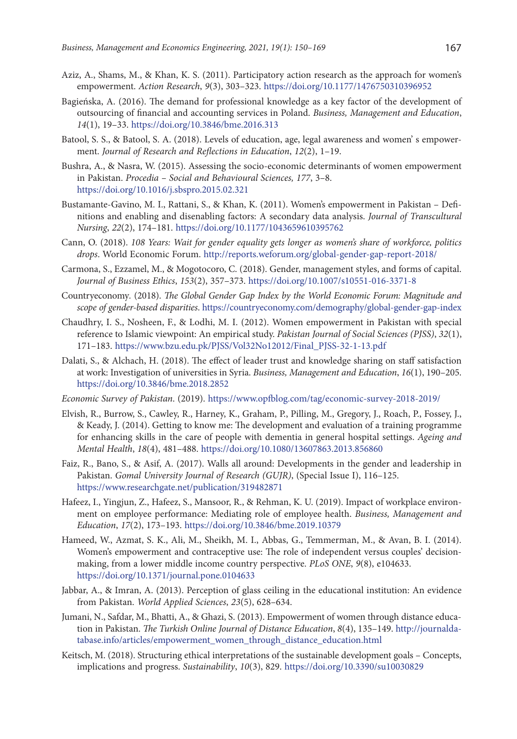Aziz, A., Shams, M., & Khan, K. S. (2011). Participatory action research as the approach for women's empowerment. *Action Research*, *9*(3), 303–323. https://doi.org/10.1177/1476750310396952

Bagieńska, A. (2016). The demand for professional knowledge as a key factor of the development of outsourcing of financial and accounting services in Poland. *Business, Management and Education*, *14*(1), 19–33. https://doi.org/10.3846/bme.2016.313

Batool, S. S., & Batool, S. A. (2018). Levels of education, age, legal awareness and women' s empowerment. *Journal of Research and Reflections in Education*, *12*(2), 1–19.

Bushra, A., & Nasra, W. (2015). Assessing the socio-economic determinants of women empowerment in Pakistan. *Procedia – Social and Behavioural Sciences, 177*, 3–8. https://doi.org/10.1016/j.sbspro.2015.02.321

Bustamante-Gavino, M. I., Rattani, S., & Khan, K. (2011). Women's empowerment in Pakistan – Definitions and enabling and disenabling factors: A secondary data analysis. *Journal of Transcultural Nursing*, *22*(2), 174–181. https://doi.org/10.1177/1043659610395762

Cann, O. (2018). *108 Years: Wait for gender equality gets longer as women's share of workforce, politics drops*. World Economic Forum. http://reports.weforum.org/global-gender-gap-report-2018/

Carmona, S., Ezzamel, M., & Mogotocoro, C. (2018). Gender, management styles, and forms of capital. *Journal of Business Ethics*, *153*(2), 357–373. https://doi.org/10.1007/s10551-016-3371-8

Countryeconomy. (2018). *The Global Gender Gap Index by the World Economic Forum: Magnitude and scope of gender-based disparities*. https://countryeconomy.com/demography/global-gender-gap-index

Chaudhry, I. S., Nosheen, F., & Lodhi, M. I. (2012). Women empowerment in Pakistan with special reference to Islamic viewpoint: An empirical study. *Pakistan Journal of Social Sciences (PJSS)*, *32*(1), 171–183. https://www.bzu.edu.pk/PJSS/Vol32No12012/Final_PJSS-32-1-13.pdf

Dalati, S., & Alchach, H. (2018). The effect of leader trust and knowledge sharing on staff satisfaction at work: Investigation of universities in Syria. *Business, Management and Education*, *16*(1), 190–205. https://doi.org/10.3846/bme.2018.2852

*Economic Survey of Pakistan*. (2019). https://www.opfblog.com/tag/economic-survey-2018-2019/

Elvish, R., Burrow, S., Cawley, R., Harney, K., Graham, P., Pilling, M., Gregory, J., Roach, P., Fossey, J., & Keady, J. (2014). Getting to know me: The development and evaluation of a training programme for enhancing skills in the care of people with dementia in general hospital settings. *Ageing and Mental Health*, *18*(4), 481–488. https://doi.org/10.1080/13607863.2013.856860

Faiz, R., Bano, S., & Asif, A. (2017). Walls all around: Developments in the gender and leadership in Pakistan. *Gomal University Journal of Research (GUJR)*, (Special Issue I), 116–125. https://www.researchgate.net/publication/319482871

Hafeez, I., Yingjun, Z., Hafeez, S., Mansoor, R., & Rehman, K. U. (2019). Impact of workplace environment on employee performance: Mediating role of employee health. *Business, Management and Education*, *17*(2), 173–193. https://doi.org/10.3846/bme.2019.10379

Hameed, W., Azmat, S. K., Ali, M., Sheikh, M. I., Abbas, G., Temmerman, M., & Avan, B. I. (2014). Women's empowerment and contraceptive use: The role of independent versus couples' decision-making, from a lower middle income country perspective. *PLoS ONE*, *9*(8), e104633. https://doi.org/10.1371/journal.pone.0104633

Jabbar, A., & Imran, A. (2013). Perception of glass ceiling in the educational institution: An evidence from Pakistan. *World Applied Sciences*, *23*(5), 628–634.

Jumani, N., Safdar, M., Bhatti, A., & Ghazi, S. (2013). Empowerment of women through distance education in Pakistan. *The Turkish Online Journal of Distance Education*, *8*(4), 135–149. http://journaldatabase.info/articles/empowerment_women_through_distance_education.html

Keitsch, M. (2018). Structuring ethical interpretations of the sustainable development goals – Concepts, implications and progress. *Sustainability*, *10*(3), 829. https://doi.org/10.3390/su10030829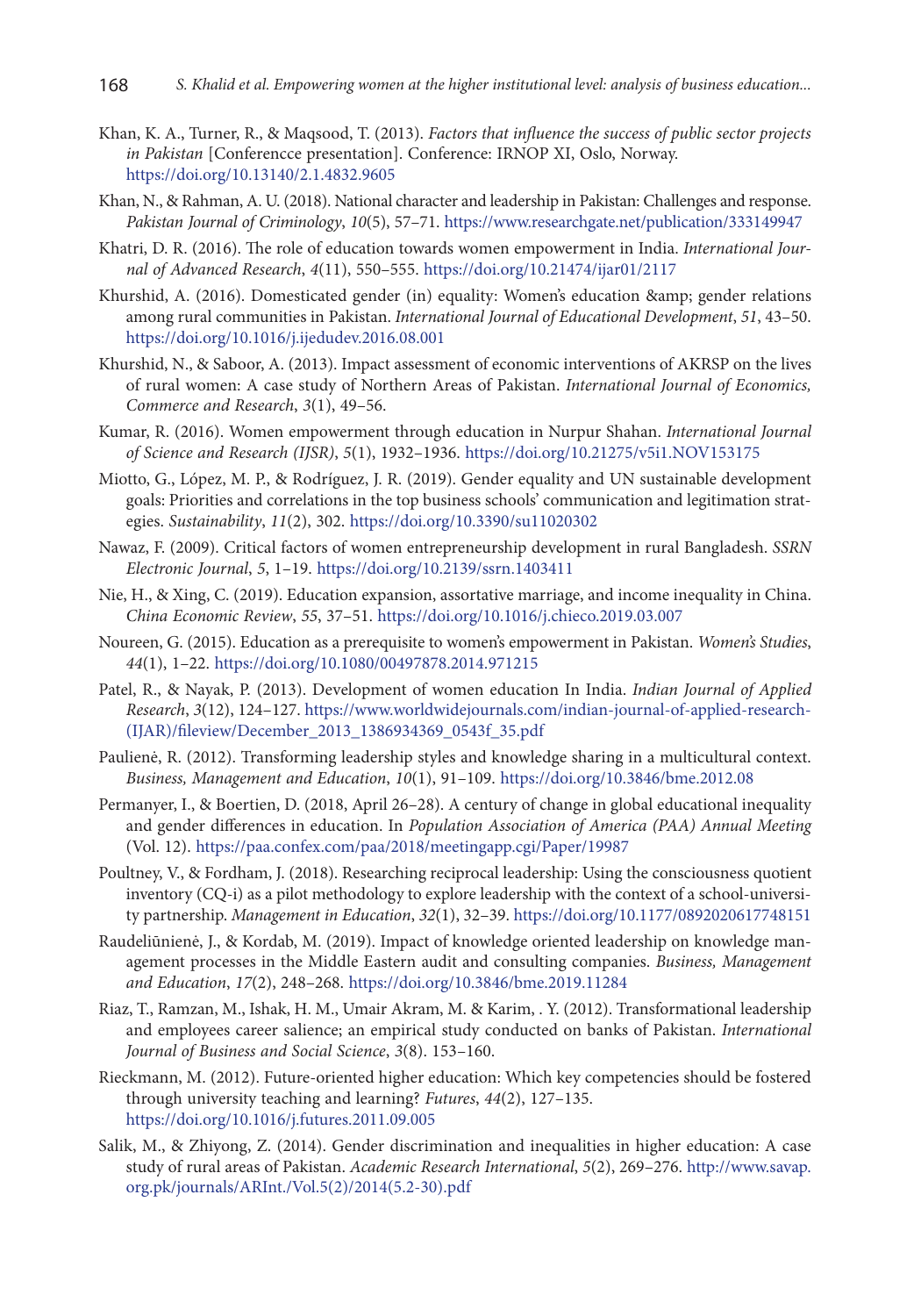Khan, K. A., Turner, R., & Maqsood, T. (2013). *Factors that influence the success of public sector projects in Pakistan* [Conferencce presentation]. Conference: IRNOP XI, Oslo, Norway. https://doi.org/10.13140/2.1.4832.9605

Khan, N., & Rahman, A. U. (2018). National character and leadership in Pakistan: Challenges and response. *Pakistan Journal of Criminology*, *10*(5), 57–71. https://www.researchgate.net/publication/333149947

Khatri, D. R. (2016). The role of education towards women empowerment in India. *International Journal of Advanced Research*, *4*(11), 550–555. https://doi.org/10.21474/ijar01/2117

Khurshid, A. (2016). Domesticated gender (in) equality: Women's education &amp; gender relations among rural communities in Pakistan. *International Journal of Educational Development*, *51*, 43–50. https://doi.org/10.1016/j.ijedudev.2016.08.001

Khurshid, N., & Saboor, A. (2013). Impact assessment of economic interventions of AKRSP on the lives of rural women: A case study of Northern Areas of Pakistan. *International Journal of Economics, Commerce and Research*, *3*(1), 49–56.

Kumar, R. (2016). Women empowerment through education in Nurpur Shahan. *International Journal of Science and Research (IJSR)*, *5*(1), 1932–1936. https://doi.org/10.21275/v5i1.NOV153175

Miotto, G., López, M. P., & Rodríguez, J. R. (2019). Gender equality and UN sustainable development goals: Priorities and correlations in the top business schools' communication and legitimation strategies. *Sustainability*, *11*(2), 302. https://doi.org/10.3390/su11020302

Nawaz, F. (2009). Critical factors of women entrepreneurship development in rural Bangladesh. *SSRN Electronic Journal*, *5*, 1–19. https://doi.org/10.2139/ssrn.1403411

Nie, H., & Xing, C. (2019). Education expansion, assortative marriage, and income inequality in China. *China Economic Review*, *55*, 37–51. https://doi.org/10.1016/j.chieco.2019.03.007

Noureen, G. (2015). Education as a prerequisite to women's empowerment in Pakistan. *Women's Studies*, *44*(1), 1–22. https://doi.org/10.1080/00497878.2014.971215

Patel, R., & Nayak, P. (2013). Development of women education In India. *Indian Journal of Applied Research*, *3*(12), 124–127. https://www.worldwidejournals.com/indian-journal-of-applied-research-(IJAR)/fileview/December_2013_1386934369_0543f_35.pdf

Paulienė, R. (2012). Transforming leadership styles and knowledge sharing in a multicultural context. *Business, Management and Education*, *10*(1), 91–109. https://doi.org/10.3846/bme.2012.08

Permanyer, I., & Boertien, D. (2018, April 26–28). A century of change in global educational inequality and gender differences in education. In *Population Association of America (PAA) Annual Meeting* (Vol. 12). https://paa.confex.com/paa/2018/meetingapp.cgi/Paper/19987

Poultney, V., & Fordham, J. (2018). Researching reciprocal leadership: Using the consciousness quotient inventory (CQ-i) as a pilot methodology to explore leadership with the context of a school-university partnership. *Management in Education*, *32*(1), 32–39. https://doi.org/10.1177/0892020617748151

Raudeliūnienė, J., & Kordab, M. (2019). Impact of knowledge oriented leadership on knowledge management processes in the Middle Eastern audit and consulting companies. *Business, Management and Education*, *17*(2), 248–268. https://doi.org/10.3846/bme.2019.11284

Riaz, T., Ramzan, M., Ishak, H. M., Umair Akram, M. & Karim, . Y. (2012). Transformational leadership and employees career salience; an empirical study conducted on banks of Pakistan. *International Journal of Business and Social Science*, *3*(8). 153–160.

Rieckmann, M. (2012). Future-oriented higher education: Which key competencies should be fostered through university teaching and learning? *Futures*, *44*(2), 127–135. https://doi.org/10.1016/j.futures.2011.09.005

Salik, M., & Zhiyong, Z. (2014). Gender discrimination and inequalities in higher education: A case study of rural areas of Pakistan. *Academic Research International*, *5*(2), 269–276. http://www.savap.org.pk/journals/ARInt./Vol.5(2)/2014(5.2-30).pdf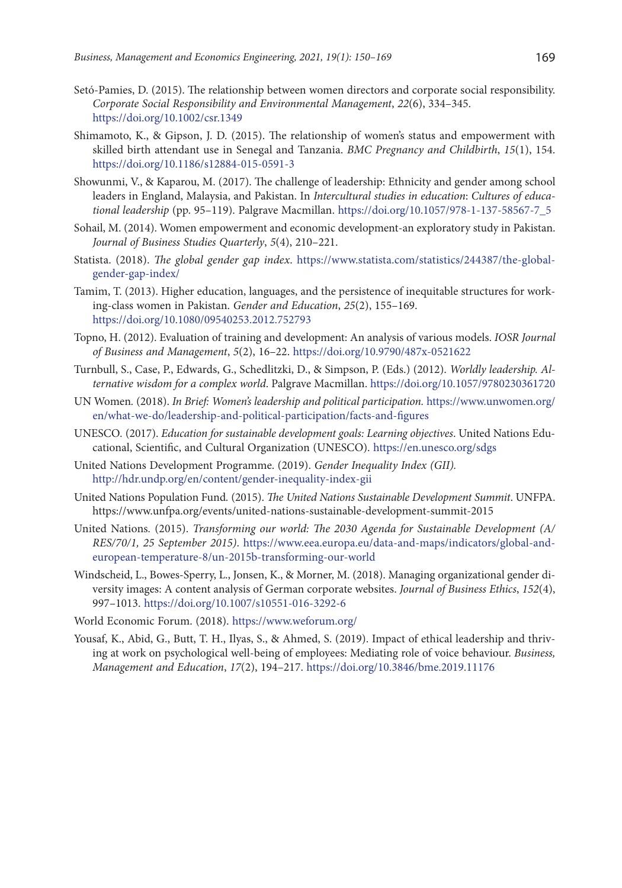Setó-Pamies, D. (2015). The relationship between women directors and corporate social responsibility. *Corporate Social Responsibility and Environmental Management*, *22*(6), 334–345. https://doi.org/10.1002/csr.1349

Shimamoto, K., & Gipson, J. D. (2015). The relationship of women's status and empowerment with skilled birth attendant use in Senegal and Tanzania. *BMC Pregnancy and Childbirth*, *15*(1), 154. https://doi.org/10.1186/s12884-015-0591-3

Showunmi, V., & Kaparou, M. (2017). The challenge of leadership: Ethnicity and gender among school leaders in England, Malaysia, and Pakistan. In *Intercultural studies in education*: *Cultures of educational leadership* (pp. 95–119). Palgrave Macmillan. https://doi.org/10.1057/978-1-137-58567-7_5

Sohail, M. (2014). Women empowerment and economic development-an exploratory study in Pakistan. *Journal of Business Studies Quarterly*, *5*(4), 210–221.

Statista. (2018). *The global gender gap index*. https://www.statista.com/statistics/244387/the-global-gender-gap-index/

Tamim, T. (2013). Higher education, languages, and the persistence of inequitable structures for working-class women in Pakistan. *Gender and Education*, *25*(2), 155–169. https://doi.org/10.1080/09540253.2012.752793

Topno, H. (2012). Evaluation of training and development: An analysis of various models. *IOSR Journal of Business and Management*, *5*(2), 16–22. https://doi.org/10.9790/487x-0521622

Turnbull, S., Case, P., Edwards, G., Schedlitzki, D., & Simpson, P. (Eds.) (2012). *Worldly leadership. Alternative wisdom for a complex world*. Palgrave Macmillan. https://doi.org/10.1057/9780230361720

UN Women. (2018). *In Brief: Women's leadership and political participation.* https://www.unwomen.org/en/what-we-do/leadership-and-political-participation/facts-and-figures

UNESCO. (2017). *Education for sustainable development goals: Learning objectives*. United Nations Educational, Scientific, and Cultural Organization (UNESCO). https://en.unesco.org/sdgs

United Nations Development Programme. (2019). *Gender Inequality Index (GII).* http://hdr.undp.org/en/content/gender-inequality-index-gii

United Nations Population Fund. (2015). *The United Nations Sustainable Development Summit*. UNFPA. https://www.unfpa.org/events/united-nations-sustainable-development-summit-2015

United Nations. (2015). *Transforming our world: The 2030 Agenda for Sustainable Development (A/RES/70/1, 25 September 2015)*. https://www.eea.europa.eu/data-and-maps/indicators/global-and-european-temperature-8/un-2015b-transforming-our-world

Windscheid, L., Bowes-Sperry, L., Jonsen, K., & Morner, M. (2018). Managing organizational gender diversity images: A content analysis of German corporate websites. *Journal of Business Ethics*, *152*(4), 997–1013. https://doi.org/10.1007/s10551-016-3292-6

World Economic Forum. (2018). https://www.weforum.org/

Yousaf, K., Abid, G., Butt, T. H., Ilyas, S., & Ahmed, S. (2019). Impact of ethical leadership and thriving at work on psychological well-being of employees: Mediating role of voice behaviour. *Business, Management and Education*, *17*(2), 194–217. https://doi.org/10.3846/bme.2019.11176